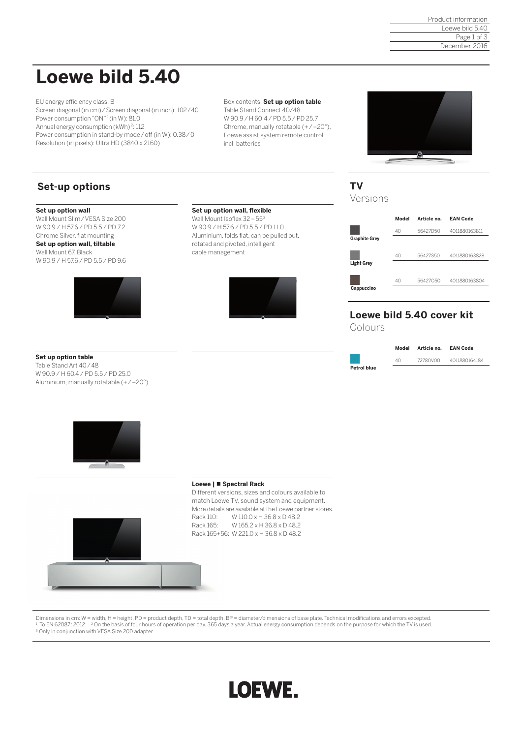# Loewe bild 5.40

EU energy efficiency class: B
Screen diagonal (in cm) / Screen diagonal (in inch): 102 / 40
Power consumption "ON"[1] (in W): 81.0
Annual energy consumption (kWh)[2]: 112
Power consumption in stand-by mode / off (in W): 0.38 / 0
Resolution (in pixels): Ultra HD (3840 x 2160)

Box contents: **Set up option table**
Table Stand Connect 40/48
W 90.9 / H 60.4 / PD 5.5 / PD 25.7
Chrome, manually rotatable (+ / –20°),
Loewe assist system remote control
incl. batteries

## Set-up options

**Set up option wall**
Wall Mount Slim / VESA Size 200
W 90.9 / H 57.6 / PD 5.5 / PD 7.2
Chrome Silver, flat mounting
**Set up option wall, tiltable**
Wall Mount 67, Black
W 90.9 / H 57.6 / PD 5.5 / PD 9.6

**Set up option wall, flexible**
Wall Mount Isoflex 32 – 55[3]
W 90.9 / H 57.6 / PD 5.5 / PD 11.0
Aluminium, folds flat, can be pulled out,
rotated and pivoted, intelligent
cable management

**Set up option table**
Table Stand Art 40 / 48
W 90.9 / H 60.4 / PD 5.5 / PD 25.0
Aluminium, manually rotatable (+ / –20°)

**Loewe | ■ Spectral Rack**
Different versions, sizes and colours available to match Loewe TV, sound system and equipment.
More details are available at the Loewe partner stores.
Rack 110: W 110.0 x H 36.8 x D 48.2
Rack 165: W 165.2 x H 36.8 x D 48.2
Rack 165+56: W 221.0 x H 36.8 x D 48.2

## TV
Versions

| | Model | Article no. | EAN Code |
|---|---|---|---|
| Graphite Grey | 40 | 56427D50 | 4011880163811 |
| Light Grey | 40 | 56427S50 | 4011880163828 |
| Cappuccino | 40 | 56427O50 | 4011880163804 |

## Loewe bild 5.40 cover kit
Colours

| | Model | Article no. | EAN Code |
|---|---|---|---|
| Petrol blue | 40 | 72780V00 | 4011880164184 |

Dimensions in cm: W = width, H = height, PD = product depth, TD = total depth, BP = diameter/dimensions of base plate. Technical modifications and errors excepted.
[1] To EN 62087 : 2012. [2] On the basis of four hours of operation per day, 365 days a year. Actual energy consumption depends on the purpose for which the TV is used.
[3] Only in conjunction with VESA Size 200 adapter.

LOEWE.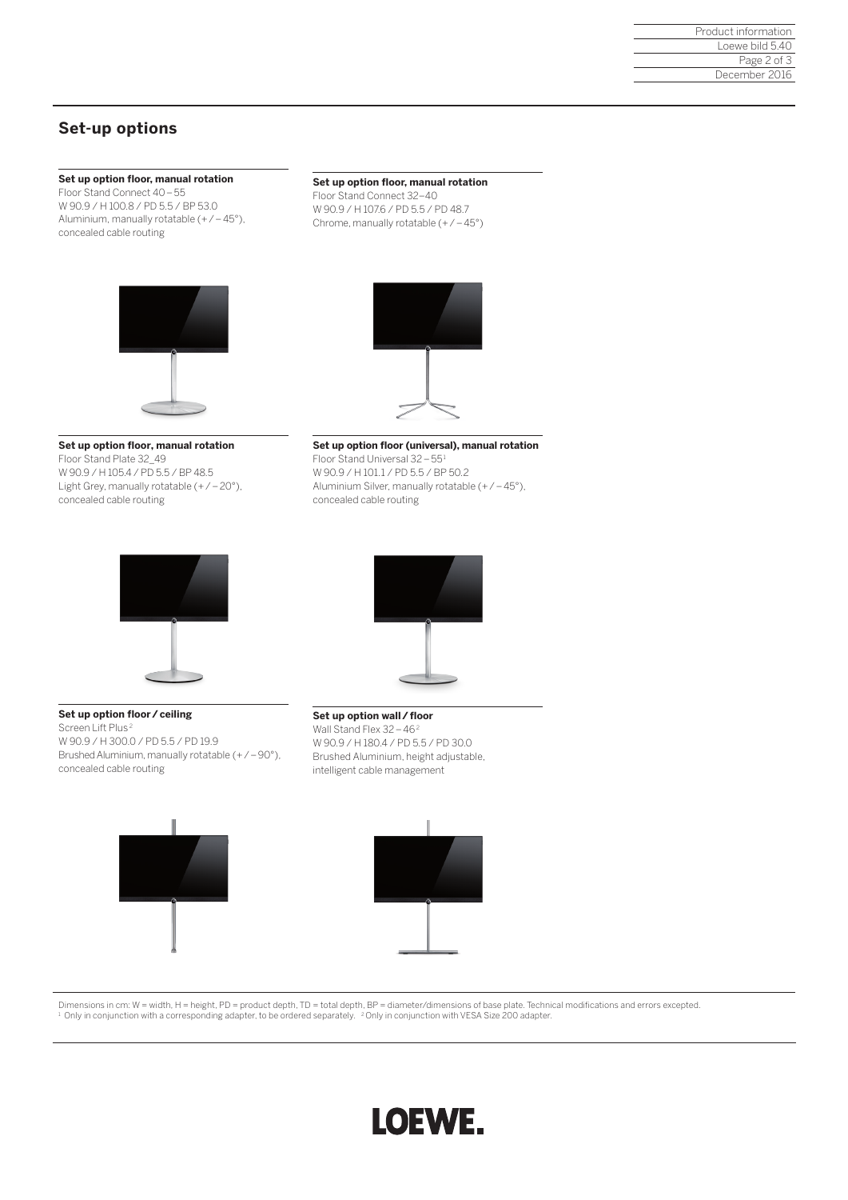## Set-up options

**Set up option floor, manual rotation**
Floor Stand Connect 40 – 55
W 90.9 / H 100.8 / PD 5.5 / BP 53.0
Aluminium, manually rotatable (+ / – 45°),
concealed cable routing

**Set up option floor, manual rotation**
Floor Stand Connect 32–40
W 90.9 / H 107.6 / PD 5.5 / PD 48.7
Chrome, manually rotatable (+ / – 45°)

**Set up option floor, manual rotation**
Floor Stand Plate 32_49
W 90.9 / H 105.4 / PD 5.5 / BP 48.5
Light Grey, manually rotatable (+ / – 20°),
concealed cable routing

**Set up option floor (universal), manual rotation**
Floor Stand Universal 32 – 55[1]
W 90.9 / H 101.1 / PD 5.5 / BP 50.2
Aluminium Silver, manually rotatable (+ / – 45°),
concealed cable routing

**Set up option floor / ceiling**
Screen Lift Plus[2]
W 90.9 / H 300.0 / PD 5.5 / PD 19.9
Brushed Aluminium, manually rotatable (+ / – 90°),
concealed cable routing

**Set up option wall / floor**
Wall Stand Flex 32 – 46[2]
W 90.9 / H 180.4 / PD 5.5 / PD 30.0
Brushed Aluminium, height adjustable,
intelligent cable management

Dimensions in cm: W = width, H = height, PD = product depth, TD = total depth, BP = diameter/dimensions of base plate. Technical modifications and errors excepted.
[1] Only in conjunction with a corresponding adapter, to be ordered separately. [2] Only in conjunction with VESA Size 200 adapter.

LOEWE.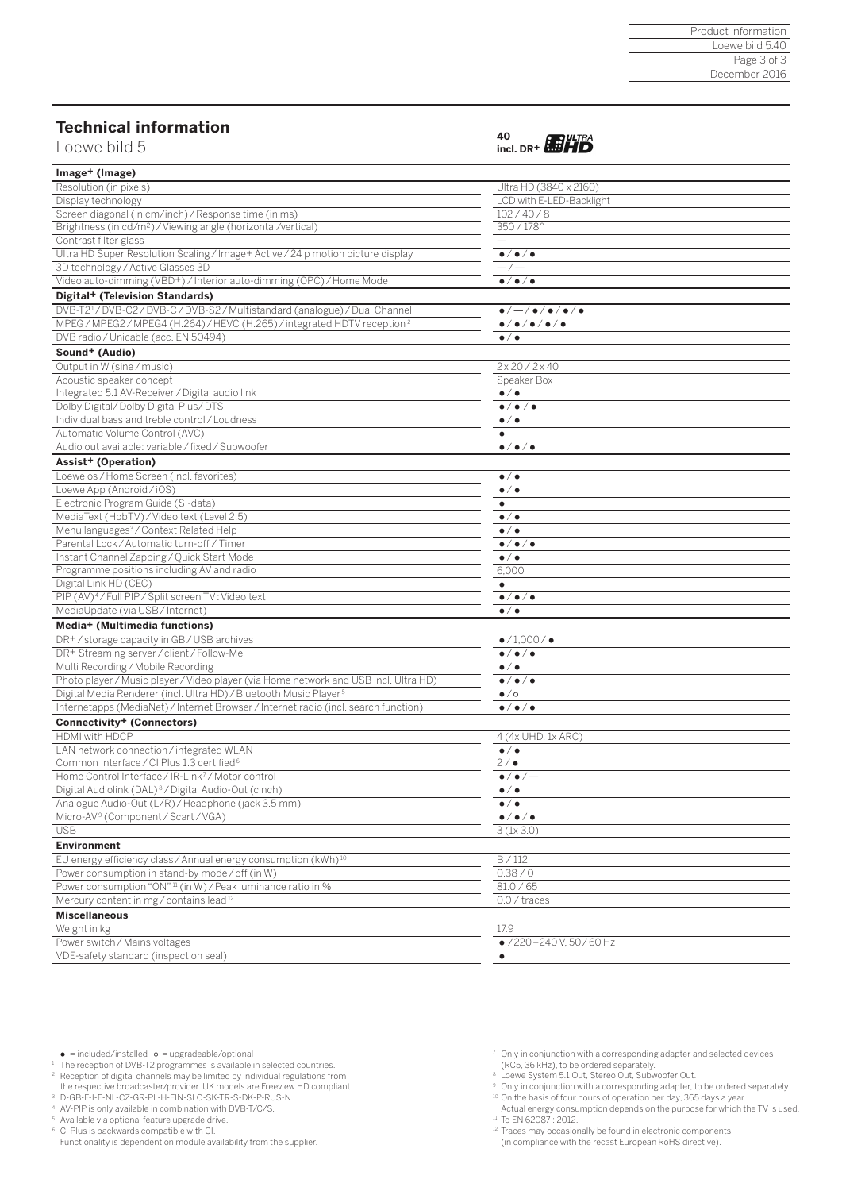## Technical information

Loewe bild 5

| | 40 incl. DR+ ULTRA HD |
|---|---|
| **Image+ (Image)** | |
| Resolution (in pixels) | Ultra HD (3840 x 2160) |
| Display technology | LCD with E-LED-Backlight |
| Screen diagonal (in cm/inch) / Response time (in ms) | 102 / 40 / 8 |
| Brightness (in cd/m²) / Viewing angle (horizontal/vertical) | 350 / 178° |
| Contrast filter glass | — |
| Ultra HD Super Resolution Scaling / Image+ Active / 24 p motion picture display | ● / ● / ● |
| 3D technology / Active Glasses 3D | — / — |
| Video auto-dimming (VBD+) / Interior auto-dimming (OPC) / Home Mode | ● / ● / ● |
| **Digital+ (Television Standards)** | |
| DVB-T2[1] / DVB-C2 / DVB-C / DVB-S2 / Multistandard (analogue) / Dual Channel | ● / — / ● / ● / ● / ● |
| MPEG / MPEG2 / MPEG4 (H.264) / HEVC (H.265) / integrated HDTV reception[2] | ● / ● / ● / ● / ● |
| DVB radio / Unicable (acc. EN 50494) | ● / ● |
| **Sound+ (Audio)** | |
| Output in W (sine / music) | 2 x 20 / 2 x 40 |
| Acoustic speaker concept | Speaker Box |
| Integrated 5.1 AV-Receiver / Digital audio link | ● / ● |
| Dolby Digital/ Dolby Digital Plus/ DTS | ● / ● / ● |
| Individual bass and treble control / Loudness | ● / ● |
| Automatic Volume Control (AVC) | ● |
| Audio out available: variable / fixed / Subwoofer | ● / ● / ● |
| **Assist+ (Operation)** | |
| Loewe os / Home Screen (incl. favorites) | ● / ● |
| Loewe App (Android / iOS) | ● / ● |
| Electronic Program Guide (SI-data) | ● |
| MediaText (HbbTV) / Video text (Level 2.5) | ● / ● |
| Menu languages[3] / Context Related Help | ● / ● |
| Parental Lock / Automatic turn-off / Timer | ● / ● / ● |
| Instant Channel Zapping / Quick Start Mode | ● / ● |
| Programme positions including AV and radio | 6,000 |
| Digital Link HD (CEC) | ● |
| PIP (AV)[4] / Full PIP / Split screen TV : Video text | ● / ● / ● |
| MediaUpdate (via USB / Internet) | ● / ● |
| **Media+ (Multimedia functions)** | |
| DR+ / storage capacity in GB / USB archives | ● / 1,000 / ● |
| DR+ Streaming server / client / Follow-Me | ● / ● / ● |
| Multi Recording / Mobile Recording | ● / ● |
| Photo player / Music player / Video player (via Home network and USB incl. Ultra HD) | ● / ● / ● |
| Digital Media Renderer (incl. Ultra HD) / Bluetooth Music Player[5] | ● / ○ |
| Internetapps (MediaNet) / Internet Browser / Internet radio (incl. search function) | ● / ● / ● |
| **Connectivity+ (Connectors)** | |
| HDMI with HDCP | 4 (4x UHD, 1x ARC) |
| LAN network connection / integrated WLAN | ● / ● |
| Common Interface / CI Plus 1.3 certified[6] | 2 / ● |
| Home Control Interface / IR-Link[7] / Motor control | ● / ● / — |
| Digital Audiolink (DAL)[8] / Digital Audio-Out (cinch) | ● / ● |
| Analogue Audio-Out (L/R) / Headphone (jack 3.5 mm) | ● / ● |
| Micro-AV[9] (Component / Scart / VGA) | ● / ● / ● |
| USB | 3 (1x 3.0) |
| **Environment** | |
| EU energy efficiency class / Annual energy consumption (kWh)[10] | B / 112 |
| Power consumption in stand-by mode / off (in W) | 0.38 / 0 |
| Power consumption "ON"[11] (in W) / Peak luminance ratio in % | 81.0 / 65 |
| Mercury content in mg / contains lead[12] | 0.0 / traces |
| **Miscellaneous** | |
| Weight in kg | 17.9 |
| Power switch / Mains voltages | ● / 220 – 240 V, 50 / 60 Hz |
| VDE-safety standard (inspection seal) | ● |

● = included/installed ○ = upgradeable/optional

[1] The reception of DVB-T2 programmes is available in selected countries.
[2] Reception of digital channels may be limited by individual regulations from the respective broadcaster/provider. UK models are Freeview HD compliant.
[3] D-GB-F-I-E-NL-CZ-GR-PL-H-FIN-SLO-SK-TR-S-DK-P-RUS-N
[4] AV-PIP is only available in combination with DVB-T/C/S.
[5] Available via optional feature upgrade drive.
[6] CI Plus is backwards compatible with CI. Functionality is dependent on module availability from the supplier.
[7] Only in conjunction with a corresponding adapter and selected devices (RC5, 36 kHz), to be ordered separately.
[8] Loewe System 5.1 Out, Stereo Out, Subwoofer Out.
[9] Only in conjunction with a corresponding adapter, to be ordered separately.
[10] On the basis of four hours of operation per day, 365 days a year. Actual energy consumption depends on the purpose for which the TV is used.
[11] To EN 62087 : 2012.
[12] Traces may occasionally be found in electronic components (in compliance with the recast European RoHS directive).